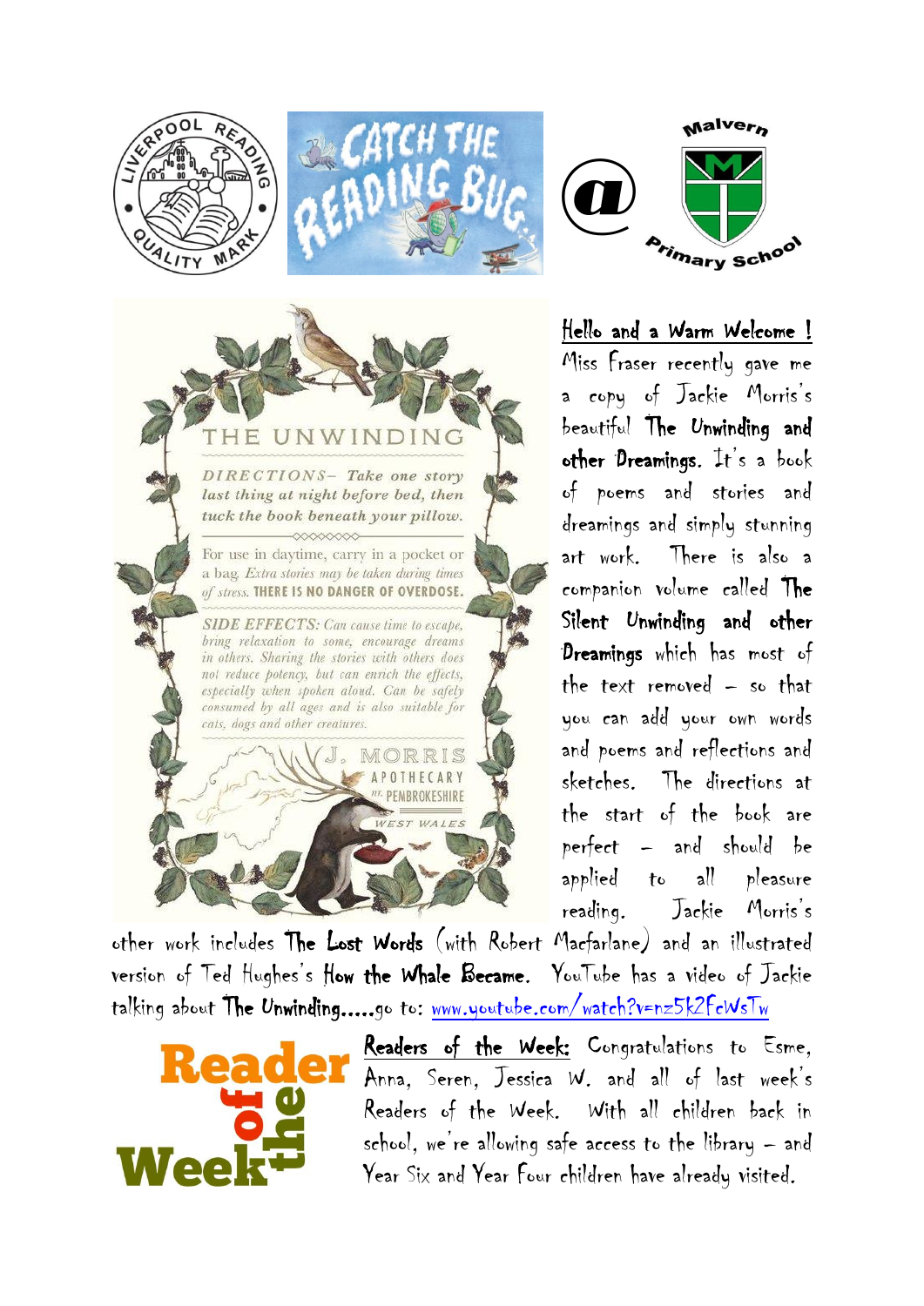## Hello and a Warm Welcome !

Miss Fraser recently gave me a copy of Jackie Morris's beautiful **The Unwinding and other Dreamings.** It's a book of poems and stories and dreamings and simply stunning art work. There is also a companion volume called **The Silent Unwinding and other Dreamings** which has most of the text removed – so that you can add your own words and poems and reflections and sketches. The directions at the start of the book are perfect – and should be applied to all pleasure reading. Jackie Morris's other work includes **The Lost Words** (with Robert Macfarlane) and an illustrated version of Ted Hughes's **How the Whale Became.** YouTube has a video of Jackie talking about **The Unwinding**.....go to: www.youtube.com/watch?v=nz5k2FcWsTw

## Readers of the Week:

Congratulations to Esme, Anna, Seren, Jessica W. and all of last week's Readers of the Week. With all children back in school, we're allowing safe access to the library – and Year Six and Year Four children have already visited.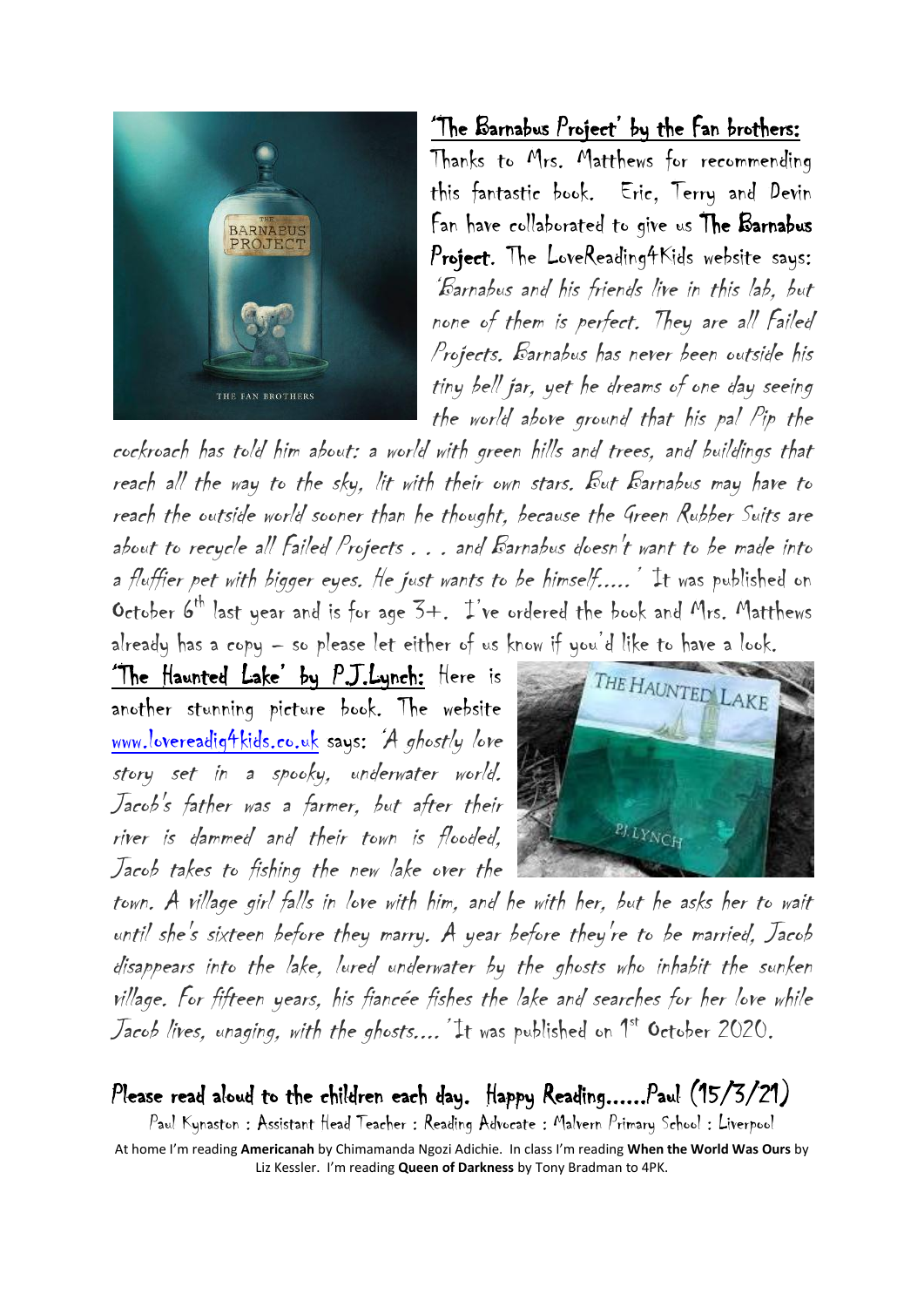**'The Barnabus Project' by the Fan brothers:** Thanks to Mrs. Matthews for recommending this fantastic book. Eric, Terry and Devin Fan have collaborated to give us **The Barnabus Project**. The LoveReading4Kids website says: *'Barnabus and his friends live in this lab, but none of them is perfect. They are all Failed Projects. Barnabus has never been outside his tiny bell jar, yet he dreams of one day seeing the world above ground that his pal Pip the cockroach has told him about: a world with green hills and trees, and buildings that reach all the way to the sky, lit with their own stars. But Barnabus may have to reach the outside world sooner than he thought, because the Green Rubber Suits are about to recycle all Failed Projects . . . and Barnabus doesn't want to be made into a fluffier pet with bigger eyes. He just wants to be himself.....'* It was published on October 6th last year and is for age 3+. I've ordered the book and Mrs. Matthews already has a copy – so please let either of us know if you'd like to have a look.

**'The Haunted Lake' by P.J.Lynch:** Here is another stunning picture book. The website www.lovereadig4kids.co.uk says: *'A ghostly love story set in a spooky, underwater world. Jacob's father was a farmer, but after their river is dammed and their town is flooded, Jacob takes to fishing the new lake over the town. A village girl falls in love with him, and he with her, but he asks her to wait until she's sixteen before they marry. A year before they're to be married, Jacob disappears into the lake, lured underwater by the ghosts who inhabit the sunken village. For fifteen years, his fiancée fishes the lake and searches for her love while Jacob lives, unaging, with the ghosts....'* It was published on 1st October 2020.

**Please read aloud to the children each day. Happy Reading......Paul (15/3/21)**

Paul Kynaston : Assistant Head Teacher : Reading Advocate : Malvern Primary School : Liverpool

At home I'm reading **Americanah** by Chimamanda Ngozi Adichie. In class I'm reading **When the World Was Ours** by Liz Kessler. I'm reading **Queen of Darkness** by Tony Bradman to 4PK.